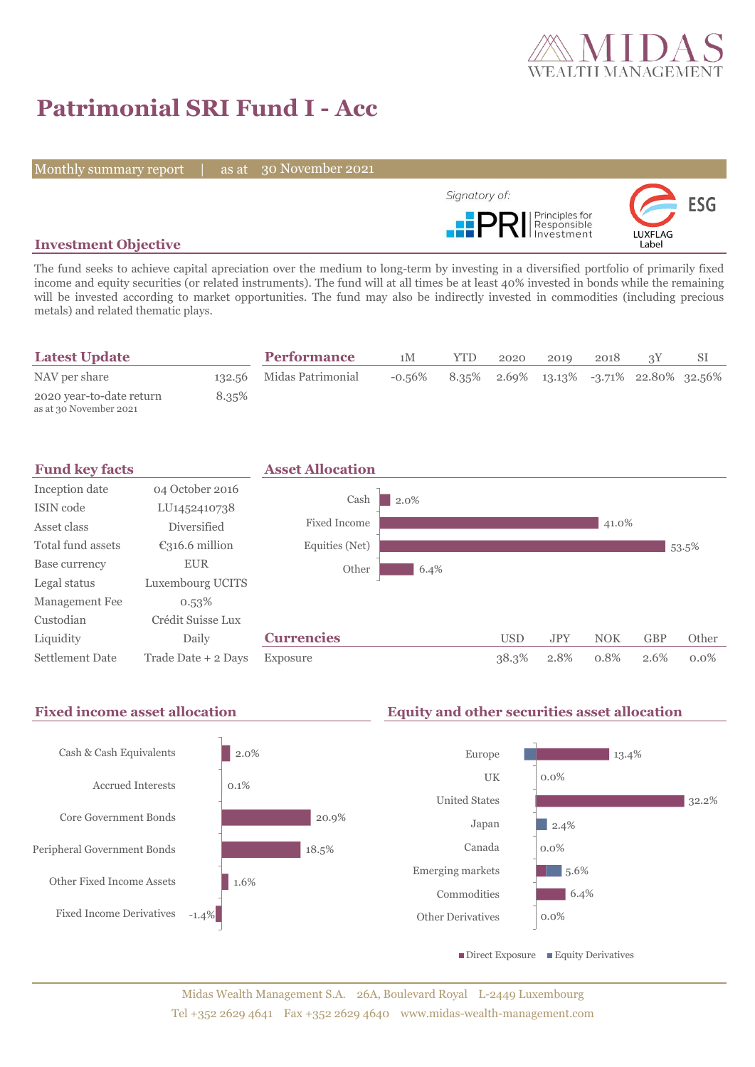# Patrimonial SRI Fund I - Acc

Monthly summary report | as at 30 November 2021

Signatory of: PRI Principles for Responsible Investment

LUXFLAG Label ESG

## Investment Objective

The fund seeks to achieve capital apreciation over the medium to long-term by investing in a diversified portfolio of primarily fixed income and equity securities (or related instruments). The fund will at all times be at least 40% invested in bonds while the remaining will be invested according to market opportunities. The fund may also be indirectly invested in commodities (including precious metals) and related thematic plays.

## Latest Update

| | |
|---|---|
| NAV per share | 132.56 |
| 2020 year-to-date return<br>as at 30 November 2021 | 8.35% |

## Performance

| | 1M | YTD | 2020 | 2019 | 2018 | 3Y | SI |
|---|---|---|---|---|---|---|---|
| Midas Patrimonial | -0.56% | 8.35% | 2.69% | 13.13% | -3.71% | 22.80% | 32.56% |

## Fund key facts

| | |
|---|---|
| Inception date | 04 October 2016 |
| ISIN code | LU1452410738 |
| Asset class | Diversified |
| Total fund assets | €316.6 million |
| Base currency | EUR |
| Legal status | Luxembourg UCITS |
| Management Fee | 0.53% |
| Custodian | Crédit Suisse Lux |
| Liquidity | Daily |
| Settlement Date | Trade Date + 2 Days |

## Asset Allocation

| | |
|---|---|
| Cash | 2.0% |
| Fixed Income | 41.0% |
| Equities (Net) | 53.5% |
| Other | 6.4% |

## Currencies

| | USD | JPY | NOK | GBP | Other |
|---|---|---|---|---|---|
| Exposure | 38.3% | 2.8% | 0.8% | 2.6% | 0.0% |

## Fixed income asset allocation

| | |
|---|---|
| Cash & Cash Equivalents | 2.0% |
| Accrued Interests | 0.1% |
| Core Government Bonds | 20.9% |
| Peripheral Government Bonds | 18.5% |
| Other Fixed Income Assets | 1.6% |
| Fixed Income Derivatives | -1.4% |

## Equity and other securities asset allocation

| | |
|---|---|
| Europe | 13.4% |
| UK | 0.0% |
| United States | 32.2% |
| Japan | 2.4% |
| Canada | 0.0% |
| Emerging markets | 5.6% |
| Commodities | 6.4% |
| Other Derivatives | 0.0% |

■ Direct Exposure ■ Equity Derivatives

Midas Wealth Management S.A. 26A, Boulevard Royal L-2449 Luxembourg
Tel +352 2629 4641 Fax +352 2629 4640 www.midas-wealth-management.com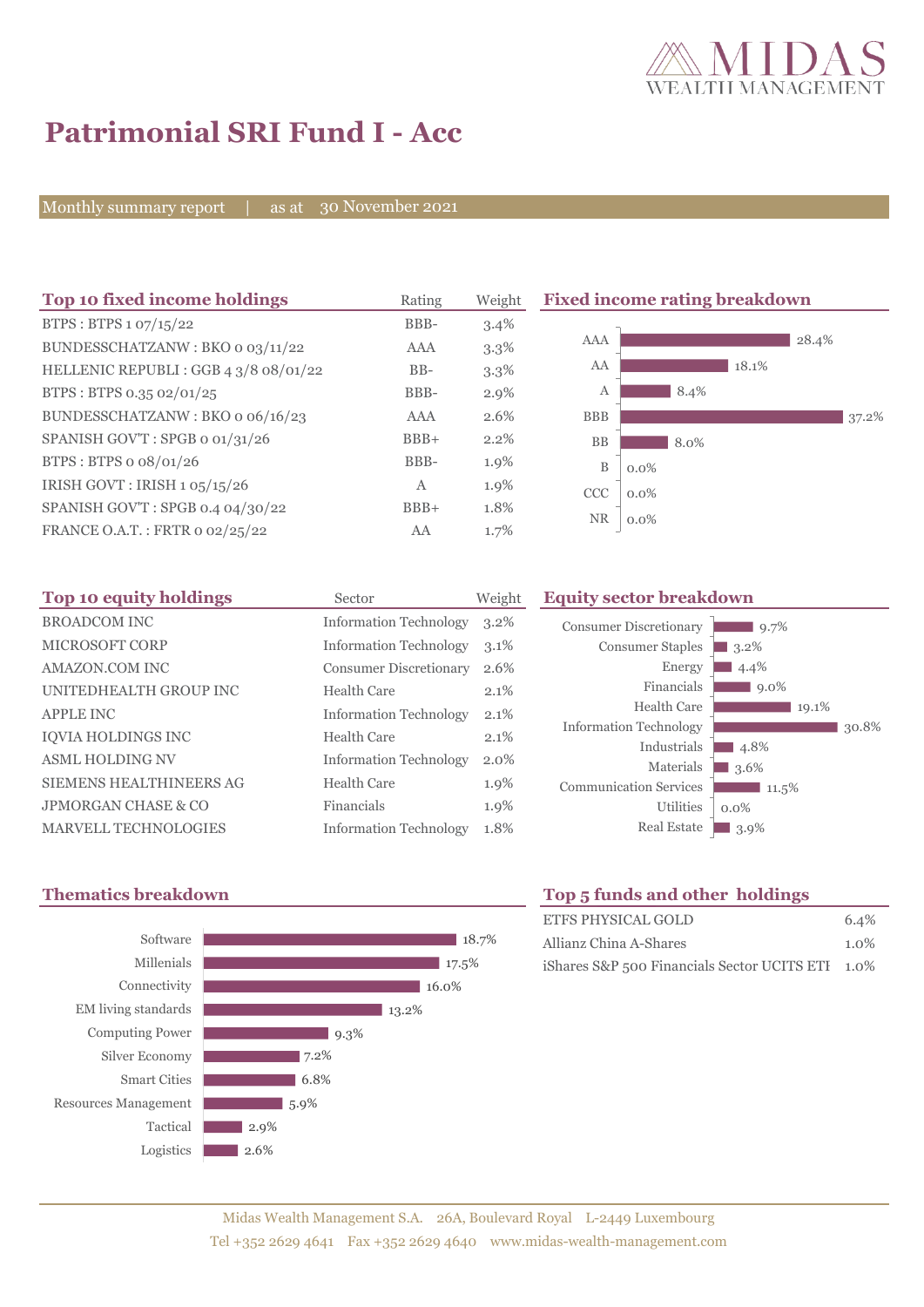# Patrimonial SRI Fund I - Acc

Monthly summary report | as at 30 November 2021

## Top 10 fixed income holdings

| Top 10 fixed income holdings | Rating | Weight |
|---|---|---|
| BTPS : BTPS 1 07/15/22 | BBB- | 3.4% |
| BUNDESSCHATZANW : BKO 0 03/11/22 | AAA | 3.3% |
| HELLENIC REPUBLI : GGB 4 3/8 08/01/22 | BB- | 3.3% |
| BTPS : BTPS 0.35 02/01/25 | BBB- | 2.9% |
| BUNDESSCHATZANW : BKO 0 06/16/23 | AAA | 2.6% |
| SPANISH GOV'T : SPGB 0 01/31/26 | BBB+ | 2.2% |
| BTPS : BTPS 0 08/01/26 | BBB- | 1.9% |
| IRISH GOVT : IRISH 1 05/15/26 | A | 1.9% |
| SPANISH GOV'T : SPGB 0.4 04/30/22 | BBB+ | 1.8% |
| FRANCE O.A.T. : FRTR 0 02/25/22 | AA | 1.7% |

## Fixed income rating breakdown

| Rating | Weight |
|---|---|
| AAA | 28.4% |
| AA | 18.1% |
| A | 8.4% |
| BBB | 37.2% |
| BB | 8.0% |
| B | 0.0% |
| CCC | 0.0% |
| NR | 0.0% |

## Top 10 equity holdings

| Top 10 equity holdings | Sector | Weight |
|---|---|---|
| BROADCOM INC | Information Technology | 3.2% |
| MICROSOFT CORP | Information Technology | 3.1% |
| AMAZON.COM INC | Consumer Discretionary | 2.6% |
| UNITEDHEALTH GROUP INC | Health Care | 2.1% |
| APPLE INC | Information Technology | 2.1% |
| IQVIA HOLDINGS INC | Health Care | 2.1% |
| ASML HOLDING NV | Information Technology | 2.0% |
| SIEMENS HEALTHINEERS AG | Health Care | 1.9% |
| JPMORGAN CHASE & CO | Financials | 1.9% |
| MARVELL TECHNOLOGIES | Information Technology | 1.8% |

## Equity sector breakdown

| Sector | Weight |
|---|---|
| Consumer Discretionary | 9.7% |
| Consumer Staples | 3.2% |
| Energy | 4.4% |
| Financials | 9.0% |
| Health Care | 19.1% |
| Information Technology | 30.8% |
| Industrials | 4.8% |
| Materials | 3.6% |
| Communication Services | 11.5% |
| Utilities | 0.0% |
| Real Estate | 3.9% |

## Thematics breakdown

| Theme | Weight |
|---|---|
| Software | 18.7% |
| Millenials | 17.5% |
| Connectivity | 16.0% |
| EM living standards | 13.2% |
| Computing Power | 9.3% |
| Silver Economy | 7.2% |
| Smart Cities | 6.8% |
| Resources Management | 5.9% |
| Tactical | 2.9% |
| Logistics | 2.6% |

## Top 5 funds and other holdings

| Holding | Weight |
|---|---|
| ETFS PHYSICAL GOLD | 6.4% |
| Allianz China A-Shares | 1.0% |
| iShares S&P 500 Financials Sector UCITS ETI | 1.0% |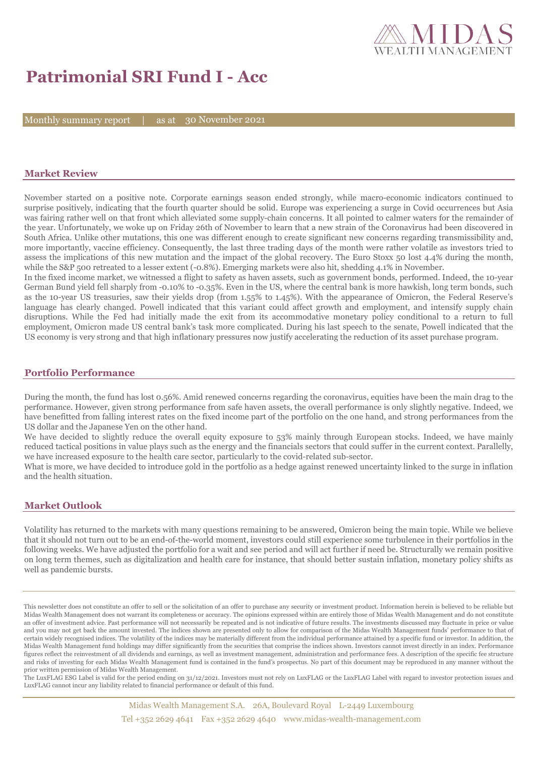# Patrimonial SRI Fund I - Acc

Monthly summary report | as at 30 November 2021

## Market Review

November started on a positive note. Corporate earnings season ended strongly, while macro-economic indicators continued to surprise positively, indicating that the fourth quarter should be solid. Europe was experiencing a surge in Covid occurrences but Asia was fairing rather well on that front which alleviated some supply-chain concerns. It all pointed to calmer waters for the remainder of the year. Unfortunately, we woke up on Friday 26th of November to learn that a new strain of the Coronavirus had been discovered in South Africa. Unlike other mutations, this one was different enough to create significant new concerns regarding transmissibility and, more importantly, vaccine efficiency. Consequently, the last three trading days of the month were rather volatile as investors tried to assess the implications of this new mutation and the impact of the global recovery. The Euro Stoxx 50 lost 4.4% during the month, while the S&P 500 retreated to a lesser extent (-0.8%). Emerging markets were also hit, shedding 4.1% in November.

In the fixed income market, we witnessed a flight to safety as haven assets, such as government bonds, performed. Indeed, the 10-year German Bund yield fell sharply from -0.10% to -0.35%. Even in the US, where the central bank is more hawkish, long term bonds, such as the 10-year US treasuries, saw their yields drop (from 1.55% to 1.45%). With the appearance of Omicron, the Federal Reserve's language has clearly changed. Powell indicated that this variant could affect growth and employment, and intensify supply chain disruptions. While the Fed had initially made the exit from its accommodative monetary policy conditional to a return to full employment, Omicron made US central bank's task more complicated. During his last speech to the senate, Powell indicated that the US economy is very strong and that high inflationary pressures now justify accelerating the reduction of its asset purchase program.

## Portfolio Performance

During the month, the fund has lost 0.56%. Amid renewed concerns regarding the coronavirus, equities have been the main drag to the performance. However, given strong performance from safe haven assets, the overall performance is only slightly negative. Indeed, we have benefitted from falling interest rates on the fixed income part of the portfolio on the one hand, and strong performances from the US dollar and the Japanese Yen on the other hand.

We have decided to slightly reduce the overall equity exposure to 53% mainly through European stocks. Indeed, we have mainly reduced tactical positions in value plays such as the energy and the financials sectors that could suffer in the current context. Parallelly, we have increased exposure to the health care sector, particularly to the covid-related sub-sector.

What is more, we have decided to introduce gold in the portfolio as a hedge against renewed uncertainty linked to the surge in inflation and the health situation.

## Market Outlook

Volatility has returned to the markets with many questions remaining to be answered, Omicron being the main topic. While we believe that it should not turn out to be an end-of-the-world moment, investors could still experience some turbulence in their portfolios in the following weeks. We have adjusted the portfolio for a wait and see period and will act further if need be. Structurally we remain positive on long term themes, such as digitalization and health care for instance, that should better sustain inflation, monetary policy shifts as well as pandemic bursts.

---

This newsletter does not constitute an offer to sell or the solicitation of an offer to purchase any security or investment product. Information herein is believed to be reliable but Midas Wealth Management does not warrant its completeness or accuracy. The opinions expressed within are entirely those of Midas Wealth Management and do not constitute an offer of investment advice. Past performance will not necessarily be repeated and is not indicative of future results. The investments discussed may fluctuate in price or value and you may not get back the amount invested. The indices shown are presented only to allow for comparison of the Midas Wealth Management funds' performance to that of certain widely recognised indices. The volatility of the indices may be materially different from the individual performance attained by a specific fund or investor. In addition, the Midas Wealth Management fund holdings may differ significantly from the securities that comprise the indices shown. Investors cannot invest directly in an index. Performance figures reflect the reinvestment of all dividends and earnings, as well as investment management, administration and performance fees. A description of the specific fee structure and risks of investing for each Midas Wealth Management fund is contained in the fund's prospectus. No part of this document may be reproduced in any manner without the prior written permission of Midas Wealth Management.

The LuxFLAG ESG Label is valid for the period ending on 31/12/2021. Investors must not rely on LuxFLAG or the LuxFLAG Label with regard to investor protection issues and LuxFLAG cannot incur any liability related to financial performance or default of this fund.

Midas Wealth Management S.A. 26A, Boulevard Royal L-2449 Luxembourg
Tel +352 2629 4641 Fax +352 2629 4640 www.midas-wealth-management.com